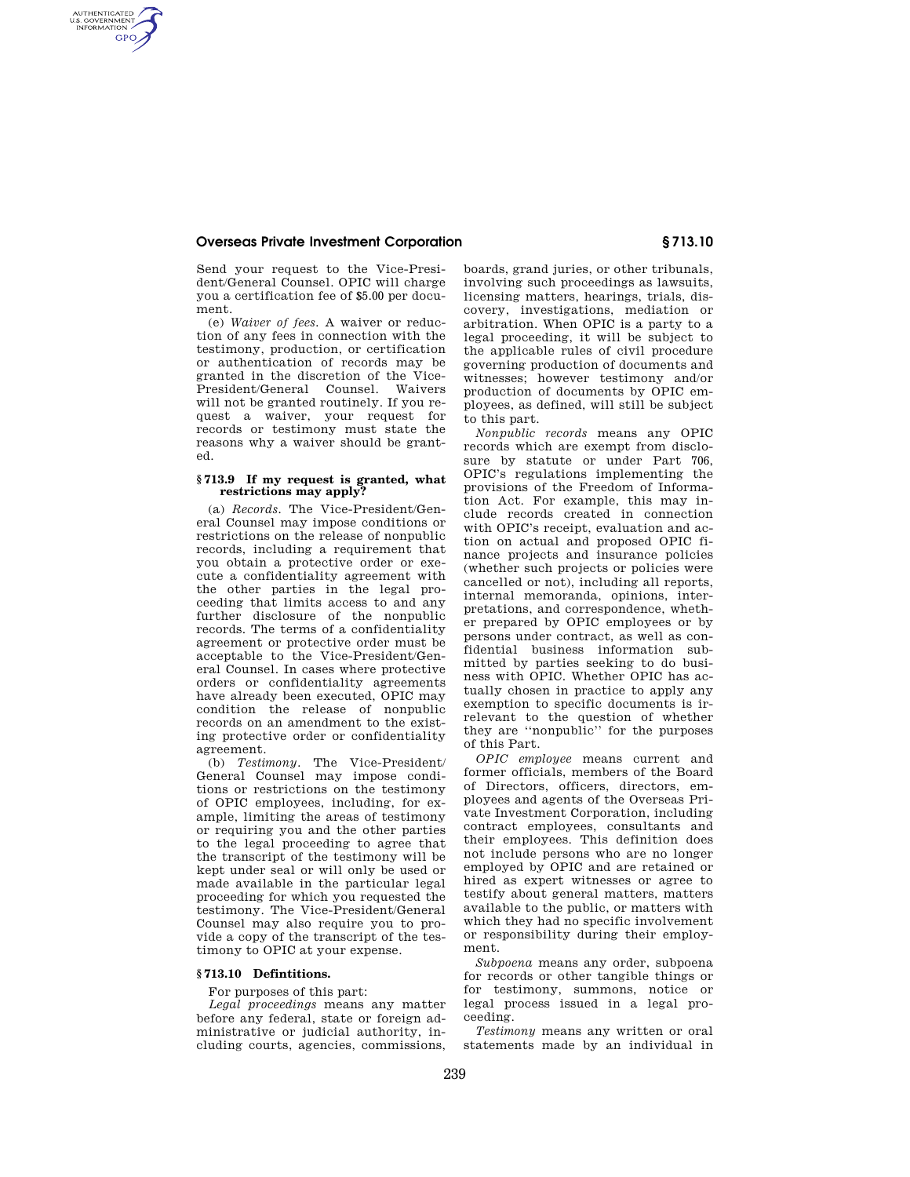Send your request to the Vice-President/General Counsel. OPIC will charge you a certification fee of $5.00 per document.

(e) *Waiver of fees.* A waiver or reduction of any fees in connection with the testimony, production, or certification or authentication of records may be granted in the discretion of the Vice-President/General Counsel. Waivers will not be granted routinely. If you request a waiver, your request for records or testimony must state the reasons why a waiver should be granted.

### § 713.9 If my request is granted, what restrictions may apply?

(a) *Records.* The Vice-President/General Counsel may impose conditions or restrictions on the release of nonpublic records, including a requirement that you obtain a protective order or execute a confidentiality agreement with the other parties in the legal proceeding that limits access to and any further disclosure of the nonpublic records. The terms of a confidentiality agreement or protective order must be acceptable to the Vice-President/General Counsel. In cases where protective orders or confidentiality agreements have already been executed, OPIC may condition the release of nonpublic records on an amendment to the existing protective order or confidentiality agreement.

(b) *Testimony.* The Vice-President/General Counsel may impose conditions or restrictions on the testimony of OPIC employees, including, for example, limiting the areas of testimony or requiring you and the other parties to the legal proceeding to agree that the transcript of the testimony will be kept under seal or will only be used or made available in the particular legal proceeding for which you requested the testimony. The Vice-President/General Counsel may also require you to provide a copy of the transcript of the testimony to OPIC at your expense.

### § 713.10 Defintitions.

For purposes of this part:

*Legal proceedings* means any matter before any federal, state or foreign administrative or judicial authority, including courts, agencies, commissions, boards, grand juries, or other tribunals, involving such proceedings as lawsuits, licensing matters, hearings, trials, discovery, investigations, mediation or arbitration. When OPIC is a party to a legal proceeding, it will be subject to the applicable rules of civil procedure governing production of documents and witnesses; however testimony and/or production of documents by OPIC employees, as defined, will still be subject to this part.

*Nonpublic records* means any OPIC records which are exempt from disclosure by statute or under Part 706, OPIC's regulations implementing the provisions of the Freedom of Information Act. For example, this may include records created in connection with OPIC's receipt, evaluation and action on actual and proposed OPIC finance projects and insurance policies (whether such projects or policies were cancelled or not), including all reports, internal memoranda, opinions, interpretations, and correspondence, whether prepared by OPIC employees or by persons under contract, as well as confidential business information submitted by parties seeking to do business with OPIC. Whether OPIC has actually chosen in practice to apply any exemption to specific documents is irrelevant to the question of whether they are "nonpublic" for the purposes of this Part.

*OPIC employee* means current and former officials, members of the Board of Directors, officers, directors, employees and agents of the Overseas Private Investment Corporation, including contract employees, consultants and their employees. This definition does not include persons who are no longer employed by OPIC and are retained or hired as expert witnesses or agree to testify about general matters, matters available to the public, or matters with which they had no specific involvement or responsibility during their employment.

*Subpoena* means any order, subpoena for records or other tangible things or for testimony, summons, notice or legal process issued in a legal proceeding.

*Testimony* means any written or oral statements made by an individual in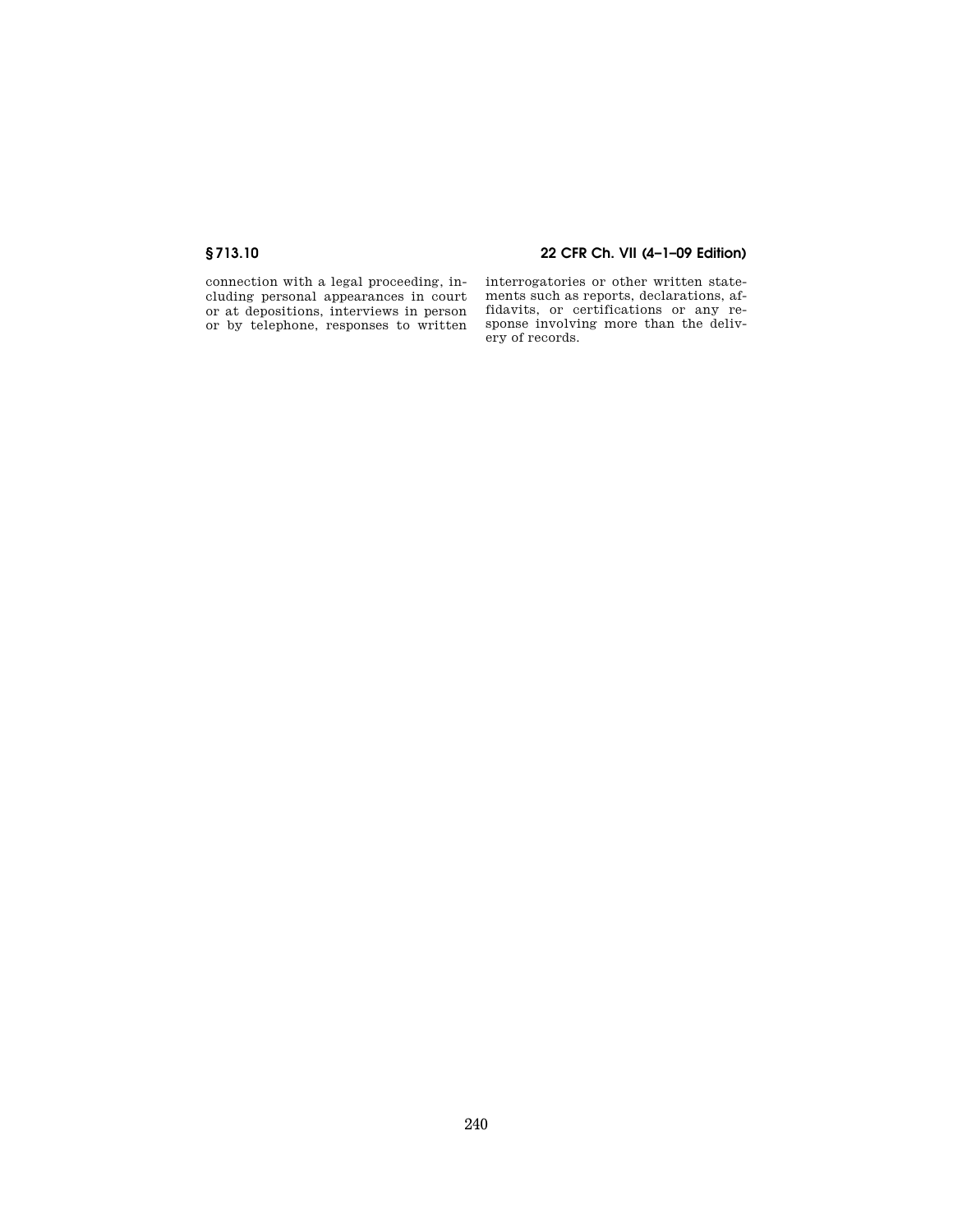connection with a legal proceeding, including personal appearances in court or at depositions, interviews in person or by telephone, responses to written interrogatories or other written statements such as reports, declarations, affidavits, or certifications or any response involving more than the delivery of records.